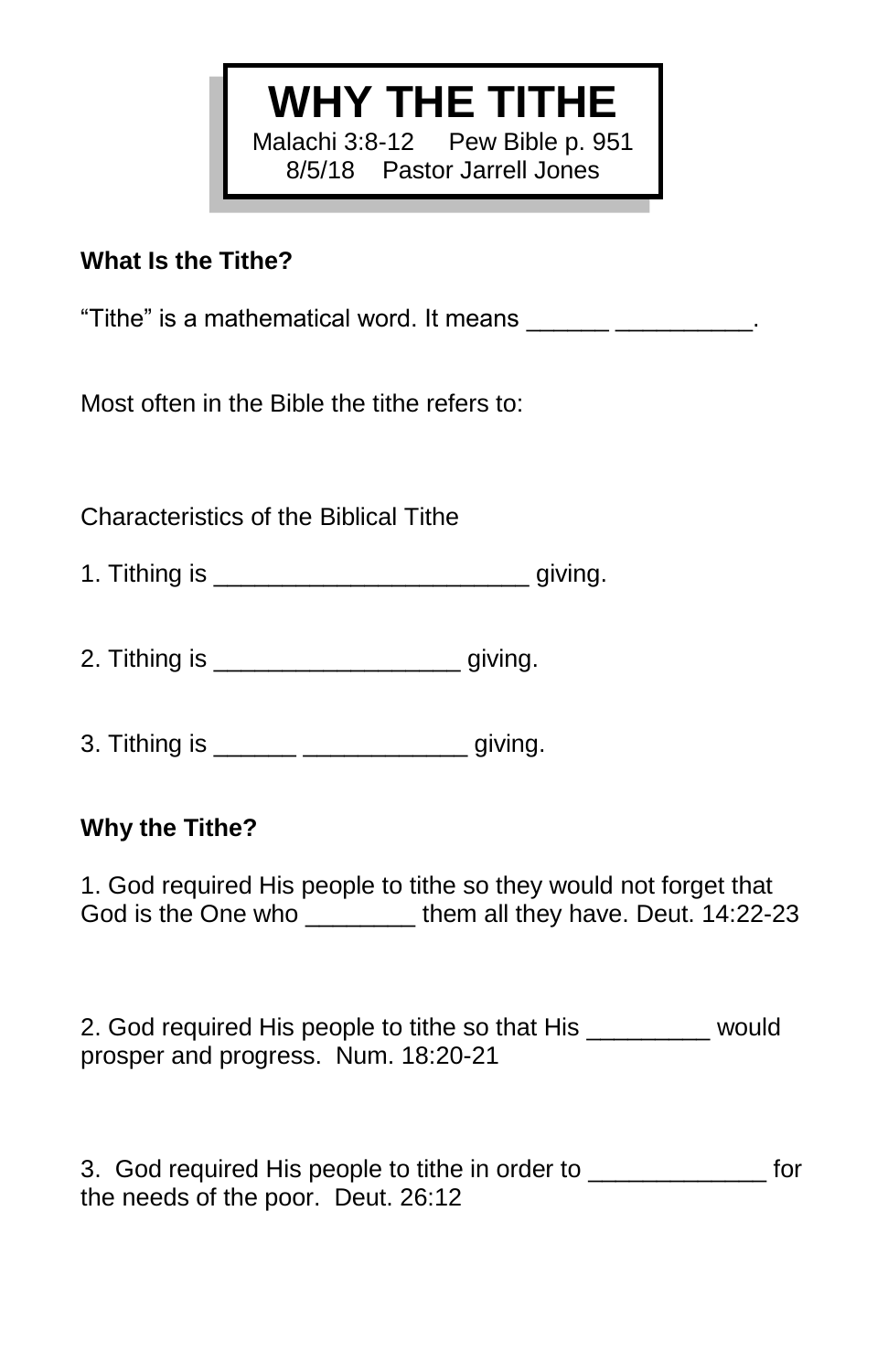# WHY THE TITHE

Malachi 3:8-12 Pew Bible p. 951

8/5/18 Pastor Jarrell Jones

**What Is the Tithe?**

“Tithe” is a mathematical word. It means ______ __________.

Most often in the Bible the tithe refers to:

Characteristics of the Biblical Tithe

1. Tithing is _______________________ giving.

2. Tithing is __________________ giving.

3. Tithing is ______ ____________ giving.

**Why the Tithe?**

1. God required His people to tithe so they would not forget that God is the One who ________ them all they have. Deut. 14:22-23

2. God required His people to tithe so that His _________ would prosper and progress. Num. 18:20-21

3. God required His people to tithe in order to _____________ for the needs of the poor. Deut. 26:12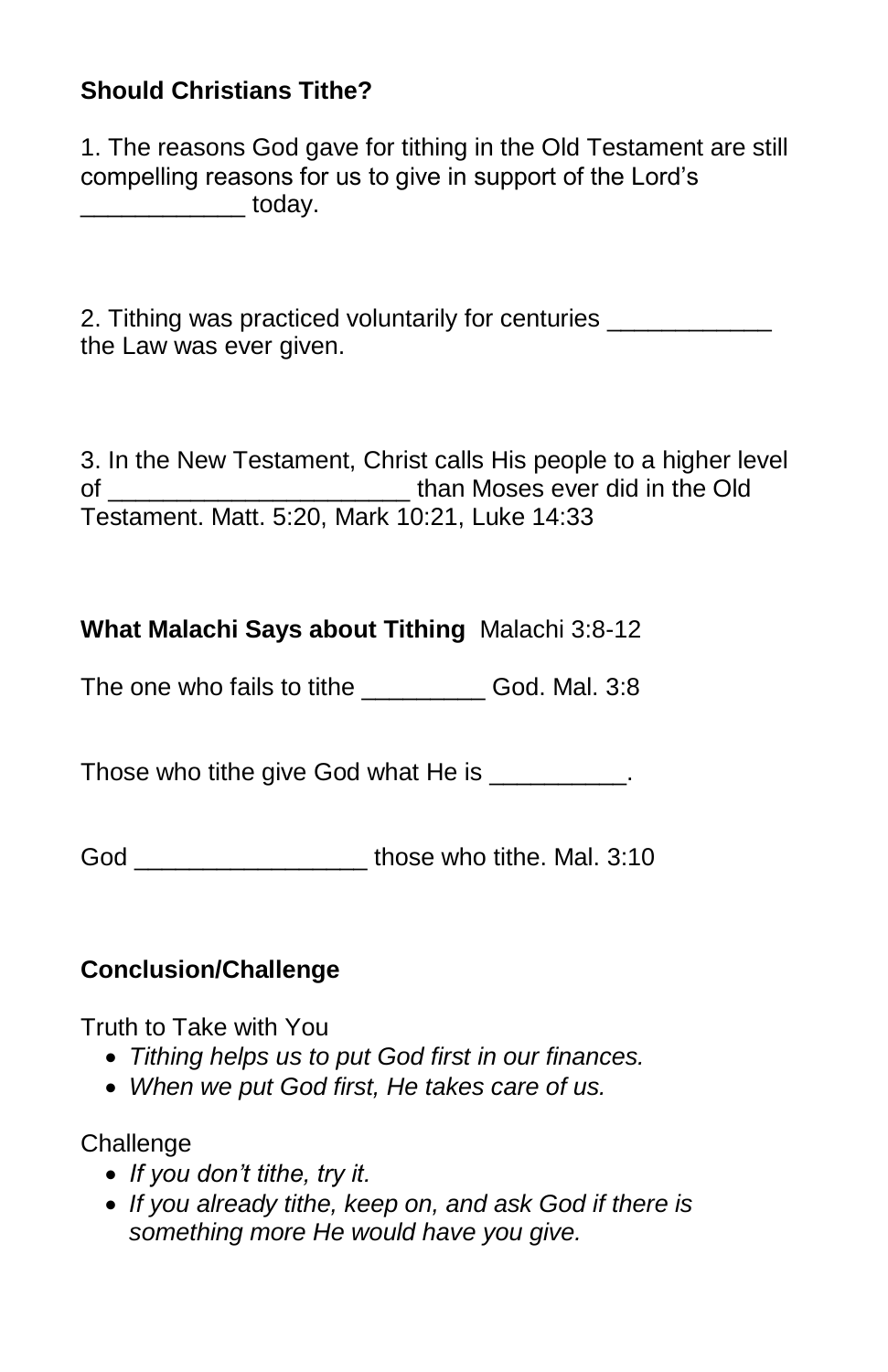**Should Christians Tithe?**

1. The reasons God gave for tithing in the Old Testament are still compelling reasons for us to give in support of the Lord's ____________ today.

2. Tithing was practiced voluntarily for centuries ____________ the Law was ever given.

3. In the New Testament, Christ calls His people to a higher level of ______________________ than Moses ever did in the Old Testament. Matt. 5:20, Mark 10:21, Luke 14:33

**What Malachi Says about Tithing** Malachi 3:8-12

The one who fails to tithe _________ God. Mal. 3:8

Those who tithe give God what He is __________.

God _________________ those who tithe. Mal. 3:10

**Conclusion/Challenge**

Truth to Take with You

- *Tithing helps us to put God first in our finances.*
- *When we put God first, He takes care of us.*

Challenge

- *If you don't tithe, try it.*
- *If you already tithe, keep on, and ask God if there is something more He would have you give.*